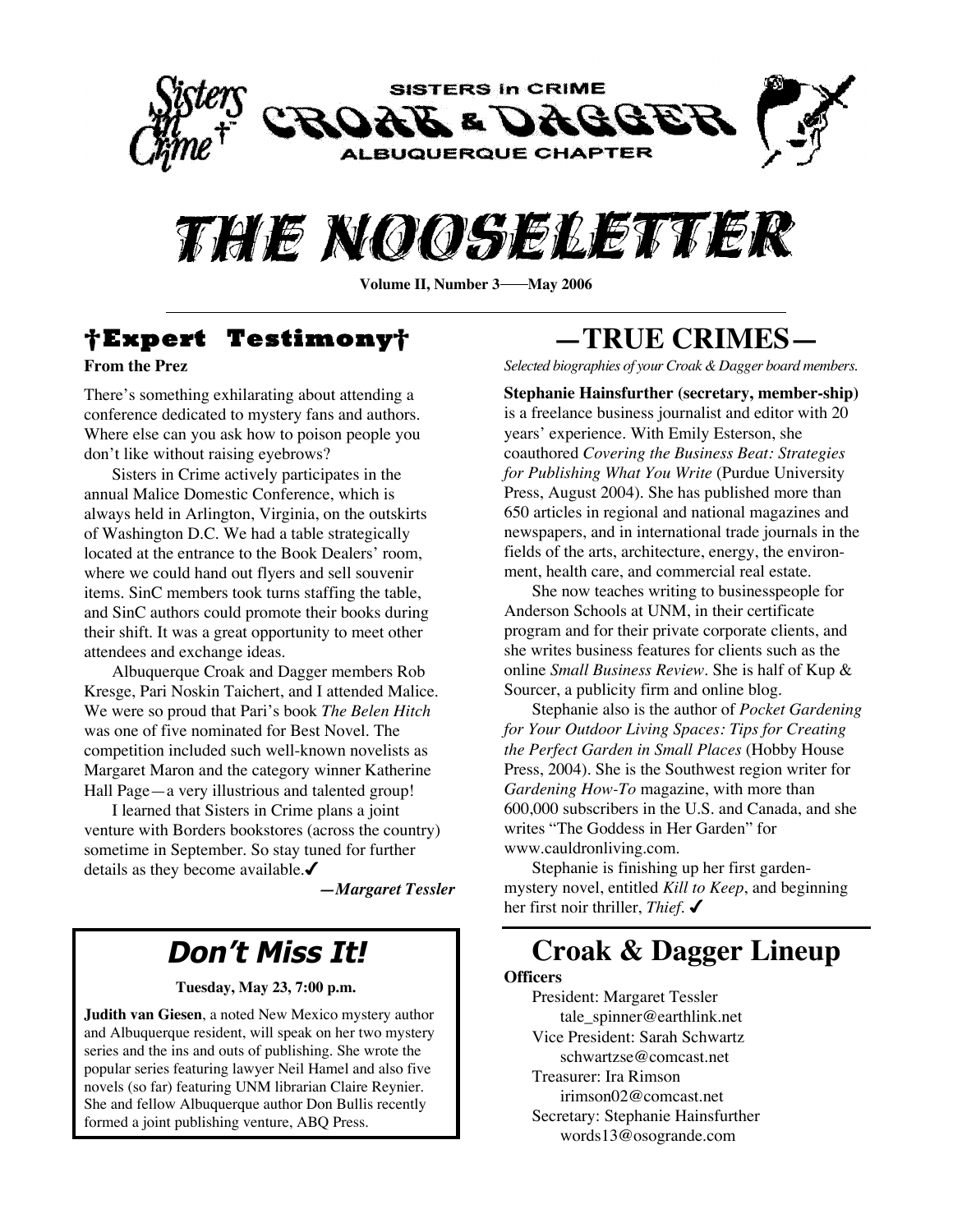SISTERS in CRIME

CROAK & DAGGER

ALBUQUERQUE CHAPTER

# THE NOOSELETTER

**Volume II, Number 3——May 2006**

## †Expert Testimony†

**From the Prez**

There's something exhilarating about attending a conference dedicated to mystery fans and authors. Where else can you ask how to poison people you don't like without raising eyebrows?

Sisters in Crime actively participates in the annual Malice Domestic Conference, which is always held in Arlington, Virginia, on the outskirts of Washington D.C. We had a table strategically located at the entrance to the Book Dealers' room, where we could hand out flyers and sell souvenir items. SinC members took turns staffing the table, and SinC authors could promote their books during their shift. It was a great opportunity to meet other attendees and exchange ideas.

Albuquerque Croak and Dagger members Rob Kresge, Pari Noskin Taichert, and I attended Malice. We were so proud that Pari's book *The Belen Hitch* was one of five nominated for Best Novel. The competition included such well-known novelists as Margaret Maron and the category winner Katherine Hall Page—a very illustrious and talented group!

I learned that Sisters in Crime plans a joint venture with Borders bookstores (across the country) sometime in September. So stay tuned for further details as they become available.✔

***—Margaret Tessler***

## *Don't Miss It!*

**Tuesday, May 23, 7:00 p.m.**

**Judith van Giesen**, a noted New Mexico mystery author and Albuquerque resident, will speak on her two mystery series and the ins and outs of publishing. She wrote the popular series featuring lawyer Neil Hamel and also five novels (so far) featuring UNM librarian Claire Reynier. She and fellow Albuquerque author Don Bullis recently formed a joint publishing venture, ABQ Press.

## —TRUE CRIMES—

*Selected biographies of your Croak & Dagger board members.*

**Stephanie Hainsfurther (secretary, member-ship)** is a freelance business journalist and editor with 20 years' experience. With Emily Esterson, she coauthored *Covering the Business Beat: Strategies for Publishing What You Write* (Purdue University Press, August 2004). She has published more than 650 articles in regional and national magazines and newspapers, and in international trade journals in the fields of the arts, architecture, energy, the environ-ment, health care, and commercial real estate.

She now teaches writing to businesspeople for Anderson Schools at UNM, in their certificate program and for their private corporate clients, and she writes business features for clients such as the online *Small Business Review*. She is half of Kup & Sourcer, a publicity firm and online blog.

Stephanie also is the author of *Pocket Gardening for Your Outdoor Living Spaces: Tips for Creating the Perfect Garden in Small Places* (Hobby House Press, 2004). She is the Southwest region writer for *Gardening How-To* magazine, with more than 600,000 subscribers in the U.S. and Canada, and she writes "The Goddess in Her Garden" for www.cauldronliving.com.

Stephanie is finishing up her first garden-mystery novel, entitled *Kill to Keep*, and beginning her first noir thriller, *Thief*. ✔

## Croak & Dagger Lineup

**Officers**

President: Margaret Tessler
tale_spinner@earthlink.net

Vice President: Sarah Schwartz
schwartzse@comcast.net

Treasurer: Ira Rimson
irimson02@comcast.net

Secretary: Stephanie Hainsfurther
words13@osogrande.com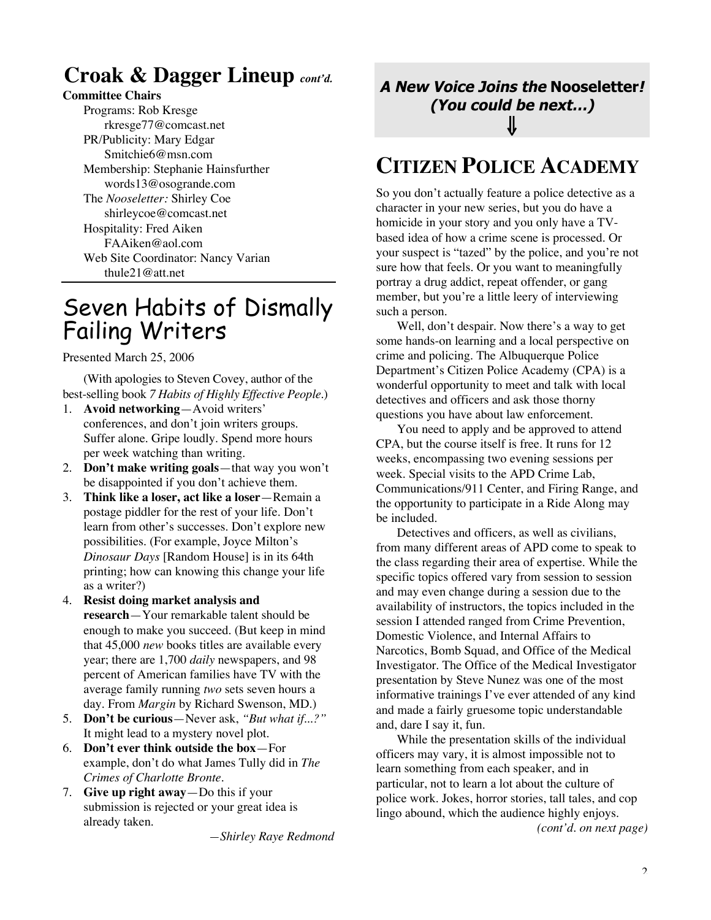## Croak & Dagger Lineup *cont'd.*

**Committee Chairs**

Programs: Rob Kresge
rkresge77@comcast.net
PR/Publicity: Mary Edgar
Smitchie6@msn.com
Membership: Stephanie Hainsfurther
words13@osogrande.com
The *Nooseletter:* Shirley Coe
shirleycoe@comcast.net
Hospitality: Fred Aiken
FAAiken@aol.com
Web Site Coordinator: Nancy Varian
thule21@att.net

# Seven Habits of Dismally Failing Writers

Presented March 25, 2006

(With apologies to Steven Covey, author of the best-selling book *7 Habits of Highly Effective People*.)

1. **Avoid networking**—Avoid writers' conferences, and don't join writers groups. Suffer alone. Gripe loudly. Spend more hours per week watching than writing.
2. **Don't make writing goals**—that way you won't be disappointed if you don't achieve them.
3. **Think like a loser, act like a loser**—Remain a postage piddler for the rest of your life. Don't learn from other's successes. Don't explore new possibilities. (For example, Joyce Milton's *Dinosaur Days* [Random House] is in its 64th printing; how can knowing this change your life as a writer?)
4. **Resist doing market analysis and research**—Your remarkable talent should be enough to make you succeed. (But keep in mind that 45,000 *new* books titles are available every year; there are 1,700 *daily* newspapers, and 98 percent of American families have TV with the average family running *two* sets seven hours a day. From *Margin* by Richard Swenson, MD.)
5. **Don't be curious**—Never ask, *"But what if...?"* It might lead to a mystery novel plot.
6. **Don't ever think outside the box**—For example, don't do what James Tully did in *The Crimes of Charlotte Bronte*.
7. **Give up right away**—Do this if your submission is rejected or your great idea is already taken.

*—Shirley Raye Redmond*

***A New Voice Joins the* Nooseletter*!***
***(You could be next…)***

⇓

# Citizen Police Academy

So you don't actually feature a police detective as a character in your new series, but you do have a homicide in your story and you only have a TV-based idea of how a crime scene is processed. Or your suspect is "tazed" by the police, and you're not sure how that feels. Or you want to meaningfully portray a drug addict, repeat offender, or gang member, but you're a little leery of interviewing such a person.

Well, don't despair. Now there's a way to get some hands-on learning and a local perspective on crime and policing. The Albuquerque Police Department's Citizen Police Academy (CPA) is a wonderful opportunity to meet and talk with local detectives and officers and ask those thorny questions you have about law enforcement.

You need to apply and be approved to attend CPA, but the course itself is free. It runs for 12 weeks, encompassing two evening sessions per week. Special visits to the APD Crime Lab, Communications/911 Center, and Firing Range, and the opportunity to participate in a Ride Along may be included.

Detectives and officers, as well as civilians, from many different areas of APD come to speak to the class regarding their area of expertise. While the specific topics offered vary from session to session and may even change during a session due to the availability of instructors, the topics included in the session I attended ranged from Crime Prevention, Domestic Violence, and Internal Affairs to Narcotics, Bomb Squad, and Office of the Medical Investigator. The Office of the Medical Investigator presentation by Steve Nunez was one of the most informative trainings I've ever attended of any kind and made a fairly gruesome topic understandable and, dare I say it, fun.

While the presentation skills of the individual officers may vary, it is almost impossible not to learn something from each speaker, and in particular, not to learn a lot about the culture of police work. Jokes, horror stories, tall tales, and cop lingo abound, which the audience highly enjoys.

*(cont'd. on next page)*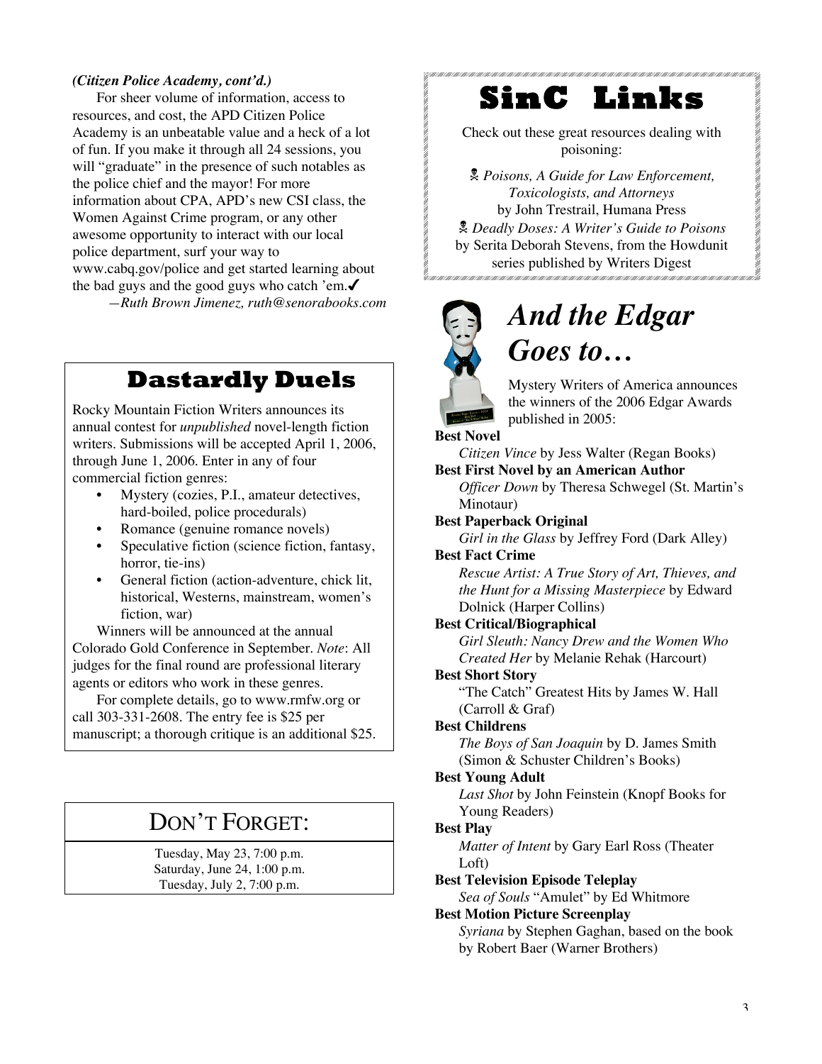*(Citizen Police Academy, cont'd.)*

For sheer volume of information, access to resources, and cost, the APD Citizen Police Academy is an unbeatable value and a heck of a lot of fun. If you make it through all 24 sessions, you will "graduate" in the presence of such notables as the police chief and the mayor! For more information about CPA, APD's new CSI class, the Women Against Crime program, or any other awesome opportunity to interact with our local police department, surf your way to www.cabq.gov/police and get started learning about the bad guys and the good guys who catch 'em.✓

—*Ruth Brown Jimenez, ruth@senorabooks.com*

## Dastardly Duels

Rocky Mountain Fiction Writers announces its annual contest for *unpublished* novel-length fiction writers. Submissions will be accepted April 1, 2006, through June 1, 2006. Enter in any of four commercial fiction genres:

- Mystery (cozies, P.I., amateur detectives, hard-boiled, police procedurals)
- Romance (genuine romance novels)
- Speculative fiction (science fiction, fantasy, horror, tie-ins)
- General fiction (action-adventure, chick lit, historical, Westerns, mainstream, women's fiction, war)

Winners will be announced at the annual Colorado Gold Conference in September. *Note*: All judges for the final round are professional literary agents or editors who work in these genres.

For complete details, go to www.rmfw.org or call 303-331-2608. The entry fee is $25 per manuscript; a thorough critique is an additional $25.

## Don't Forget:

Tuesday, May 23, 7:00 p.m.
Saturday, June 24, 1:00 p.m.
Tuesday, July 2, 7:00 p.m.

## SinC Links

Check out these great resources dealing with poisoning:

☠ *Poisons, A Guide for Law Enforcement, Toxicologists, and Attorneys* by John Trestrail, Humana Press

☠ *Deadly Doses: A Writer's Guide to Poisons* by Serita Deborah Stevens, from the Howdunit series published by Writers Digest

## *And the Edgar Goes to…*

Mystery Writers of America announces the winners of the 2006 Edgar Awards published in 2005:

**Best Novel**
*Citizen Vince* by Jess Walter (Regan Books)

**Best First Novel by an American Author**
*Officer Down* by Theresa Schwegel (St. Martin's Minotaur)

**Best Paperback Original**
*Girl in the Glass* by Jeffrey Ford (Dark Alley)

**Best Fact Crime**
*Rescue Artist: A True Story of Art, Thieves, and the Hunt for a Missing Masterpiece* by Edward Dolnick (Harper Collins)

**Best Critical/Biographical**
*Girl Sleuth: Nancy Drew and the Women Who Created Her* by Melanie Rehak (Harcourt)

**Best Short Story**
"The Catch" Greatest Hits by James W. Hall (Carroll & Graf)

**Best Childrens**
*The Boys of San Joaquin* by D. James Smith (Simon & Schuster Children's Books)

**Best Young Adult**
*Last Shot* by John Feinstein (Knopf Books for Young Readers)

**Best Play**
*Matter of Intent* by Gary Earl Ross (Theater Loft)

**Best Television Episode Teleplay**
*Sea of Souls* "Amulet" by Ed Whitmore

**Best Motion Picture Screenplay**
*Syriana* by Stephen Gaghan, based on the book by Robert Baer (Warner Brothers)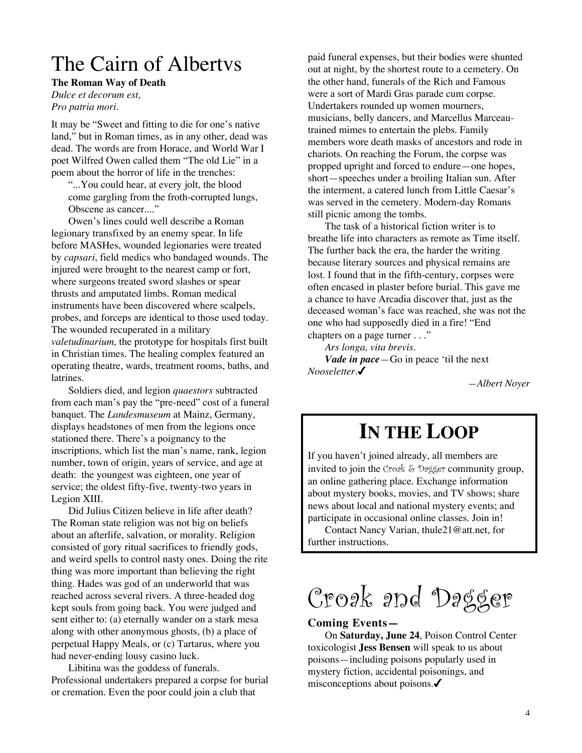# The Cairn of Albertvs

**The Roman Way of Death**

*Dulce et decorum est,*
*Pro patria mori.*

It may be "Sweet and fitting to die for one's native land," but in Roman times, as in any other, dead was dead. The words are from Horace, and World War I poet Wilfred Owen called them "The old Lie" in a poem about the horror of life in the trenches:

> "...You could hear, at every jolt, the blood come gargling from the froth-corrupted lungs, Obscene as cancer...."

Owen's lines could well describe a Roman legionary transfixed by an enemy spear. In life before MASHes, wounded legionaries were treated by *capsari*, field medics who bandaged wounds. The injured were brought to the nearest camp or fort, where surgeons treated sword slashes or spear thrusts and amputated limbs. Roman medical instruments have been discovered where scalpels, probes, and forceps are identical to those used today. The wounded recuperated in a military *valetudinarium,* the prototype for hospitals first built in Christian times. The healing complex featured an operating theatre, wards, treatment rooms, baths, and latrines.

Soldiers died, and legion *quaestors* subtracted from each man's pay the "pre-need" cost of a funeral banquet. The *Landesmuseum* at Mainz, Germany, displays headstones of men from the legions once stationed there. There's a poignancy to the inscriptions, which list the man's name, rank, legion number, town of origin, years of service, and age at death: the youngest was eighteen, one year of service; the oldest fifty-five, twenty-two years in Legion XIII.

Did Julius Citizen believe in life after death? The Roman state religion was not big on beliefs about an afterlife, salvation, or morality. Religion consisted of gory ritual sacrifices to friendly gods, and weird spells to control nasty ones. Doing the rite thing was more important than believing the right thing. Hades was god of an underworld that was reached across several rivers. A three-headed dog kept souls from going back. You were judged and sent either to: (a) eternally wander on a stark mesa along with other anonymous ghosts, (b) a place of perpetual Happy Meals, or (c) Tartarus, where you had never-ending lousy casino luck.

Libitina was the goddess of funerals. Professional undertakers prepared a corpse for burial or cremation. Even the poor could join a club that paid funeral expenses, but their bodies were shunted out at night, by the shortest route to a cemetery. On the other hand, funerals of the Rich and Famous were a sort of Mardi Gras parade cum corpse. Undertakers rounded up women mourners, musicians, belly dancers, and Marcellus Marceau-trained mimes to entertain the plebs. Family members wore death masks of ancestors and rode in chariots. On reaching the Forum, the corpse was propped upright and forced to endure—one hopes, short—speeches under a broiling Italian sun. After the interment, a catered lunch from Little Caesar's was served in the cemetery. Modern-day Romans still picnic among the tombs.

The task of a historical fiction writer is to breathe life into characters as remote as Time itself. The further back the era, the harder the writing because literary sources and physical remains are lost. I found that in the fifth-century, corpses were often encased in plaster before burial. This gave me a chance to have Arcadia discover that, just as the deceased woman's face was reached, she was not the one who had supposedly died in a fire! "End chapters on a page turner . . ."

*Ars longa, vita brevis.*

***Vade in pace***—Go in peace 'til the next *Nooseletter*.✔

—*Albert Noyer*

## In the Loop

If you haven't joined already, all members are invited to join the Croak & Dagger community group, an online gathering place. Exchange information about mystery books, movies, and TV shows; share news about local and national mystery events; and participate in occasional online classes. Join in!

Contact Nancy Varian, thule21@att.net, for further instructions.

# Croak and Dagger

**Coming Events—**

On **Saturday, June 24**, Poison Control Center toxicologist **Jess Bensen** will speak to us about poisons—including poisons popularly used in mystery fiction, accidental poisonings, and misconceptions about poisons.✔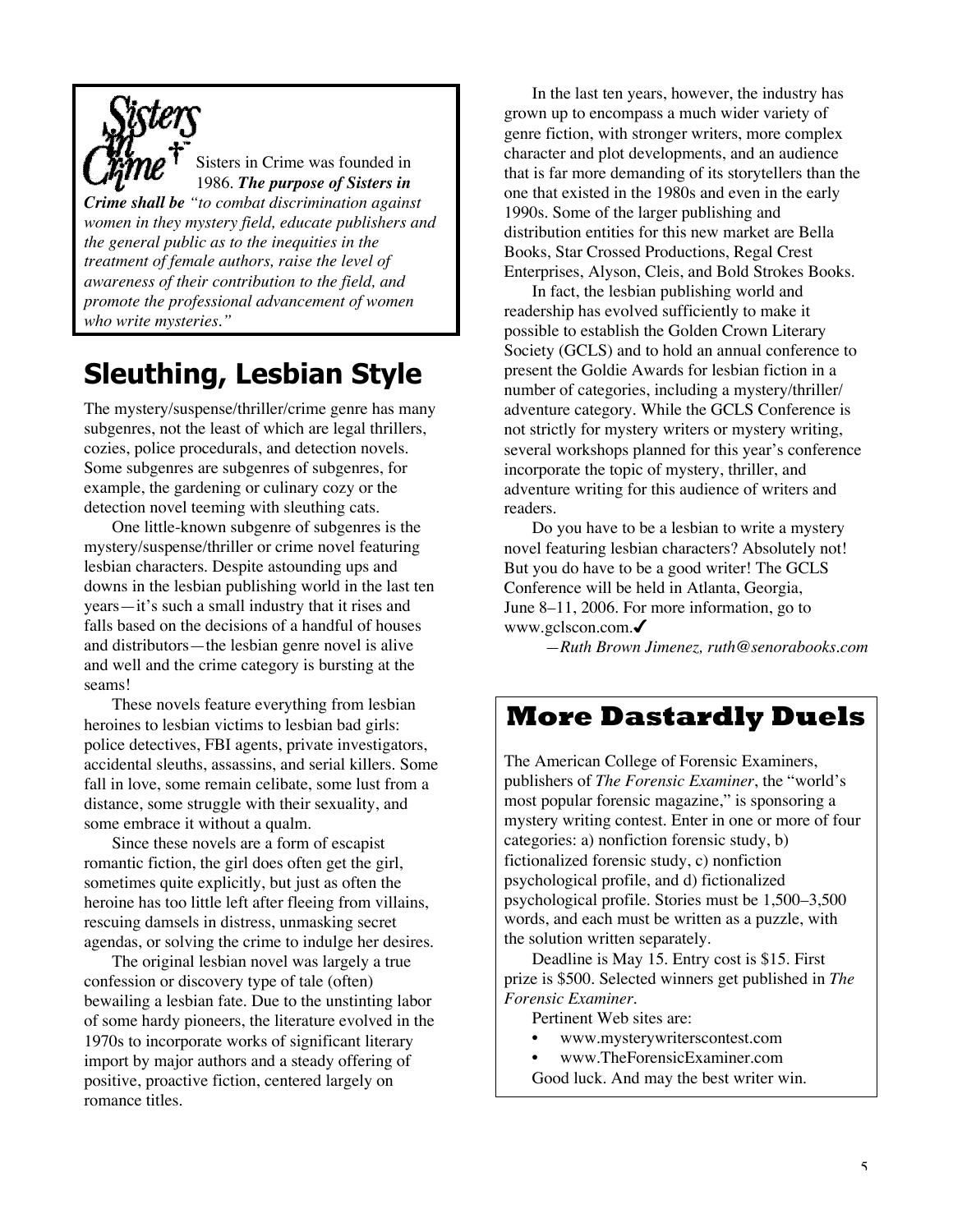Sisters in Crime was founded in 1986. ***The purpose of Sisters in Crime shall be*** *"to combat discrimination against women in they mystery field, educate publishers and the general public as to the inequities in the treatment of female authors, raise the level of awareness of their contribution to the field, and promote the professional advancement of women who write mysteries."*

## Sleuthing, Lesbian Style

The mystery/suspense/thriller/crime genre has many subgenres, not the least of which are legal thrillers, cozies, police procedurals, and detection novels. Some subgenres are subgenres of subgenres, for example, the gardening or culinary cozy or the detection novel teeming with sleuthing cats.

One little-known subgenre of subgenres is the mystery/suspense/thriller or crime novel featuring lesbian characters. Despite astounding ups and downs in the lesbian publishing world in the last ten years—it's such a small industry that it rises and falls based on the decisions of a handful of houses and distributors—the lesbian genre novel is alive and well and the crime category is bursting at the seams!

These novels feature everything from lesbian heroines to lesbian victims to lesbian bad girls: police detectives, FBI agents, private investigators, accidental sleuths, assassins, and serial killers. Some fall in love, some remain celibate, some lust from a distance, some struggle with their sexuality, and some embrace it without a qualm.

Since these novels are a form of escapist romantic fiction, the girl does often get the girl, sometimes quite explicitly, but just as often the heroine has too little left after fleeing from villains, rescuing damsels in distress, unmasking secret agendas, or solving the crime to indulge her desires.

The original lesbian novel was largely a true confession or discovery type of tale (often) bewailing a lesbian fate. Due to the unstinting labor of some hardy pioneers, the literature evolved in the 1970s to incorporate works of significant literary import by major authors and a steady offering of positive, proactive fiction, centered largely on romance titles.

In the last ten years, however, the industry has grown up to encompass a much wider variety of genre fiction, with stronger writers, more complex character and plot developments, and an audience that is far more demanding of its storytellers than the one that existed in the 1980s and even in the early 1990s. Some of the larger publishing and distribution entities for this new market are Bella Books, Star Crossed Productions, Regal Crest Enterprises, Alyson, Cleis, and Bold Strokes Books.

In fact, the lesbian publishing world and readership has evolved sufficiently to make it possible to establish the Golden Crown Literary Society (GCLS) and to hold an annual conference to present the Goldie Awards for lesbian fiction in a number of categories, including a mystery/thriller/adventure category. While the GCLS Conference is not strictly for mystery writers or mystery writing, several workshops planned for this year's conference incorporate the topic of mystery, thriller, and adventure writing for this audience of writers and readers.

Do you have to be a lesbian to write a mystery novel featuring lesbian characters? Absolutely not! But you do have to be a good writer! The GCLS Conference will be held in Atlanta, Georgia, June 8–11, 2006. For more information, go to www.gclscon.com.✔

*—Ruth Brown Jimenez, ruth@senorabooks.com*

## More Dastardly Duels

The American College of Forensic Examiners, publishers of *The Forensic Examiner*, the "world's most popular forensic magazine," is sponsoring a mystery writing contest. Enter in one or more of four categories: a) nonfiction forensic study, b) fictionalized forensic study, c) nonfiction psychological profile, and d) fictionalized psychological profile. Stories must be 1,500–3,500 words, and each must be written as a puzzle, with the solution written separately.

Deadline is May 15. Entry cost is $15. First prize is $500. Selected winners get published in *The Forensic Examiner*.

Pertinent Web sites are:

- www.mysterywriterscontest.com
- www.TheForensicExaminer.com

Good luck. And may the best writer win.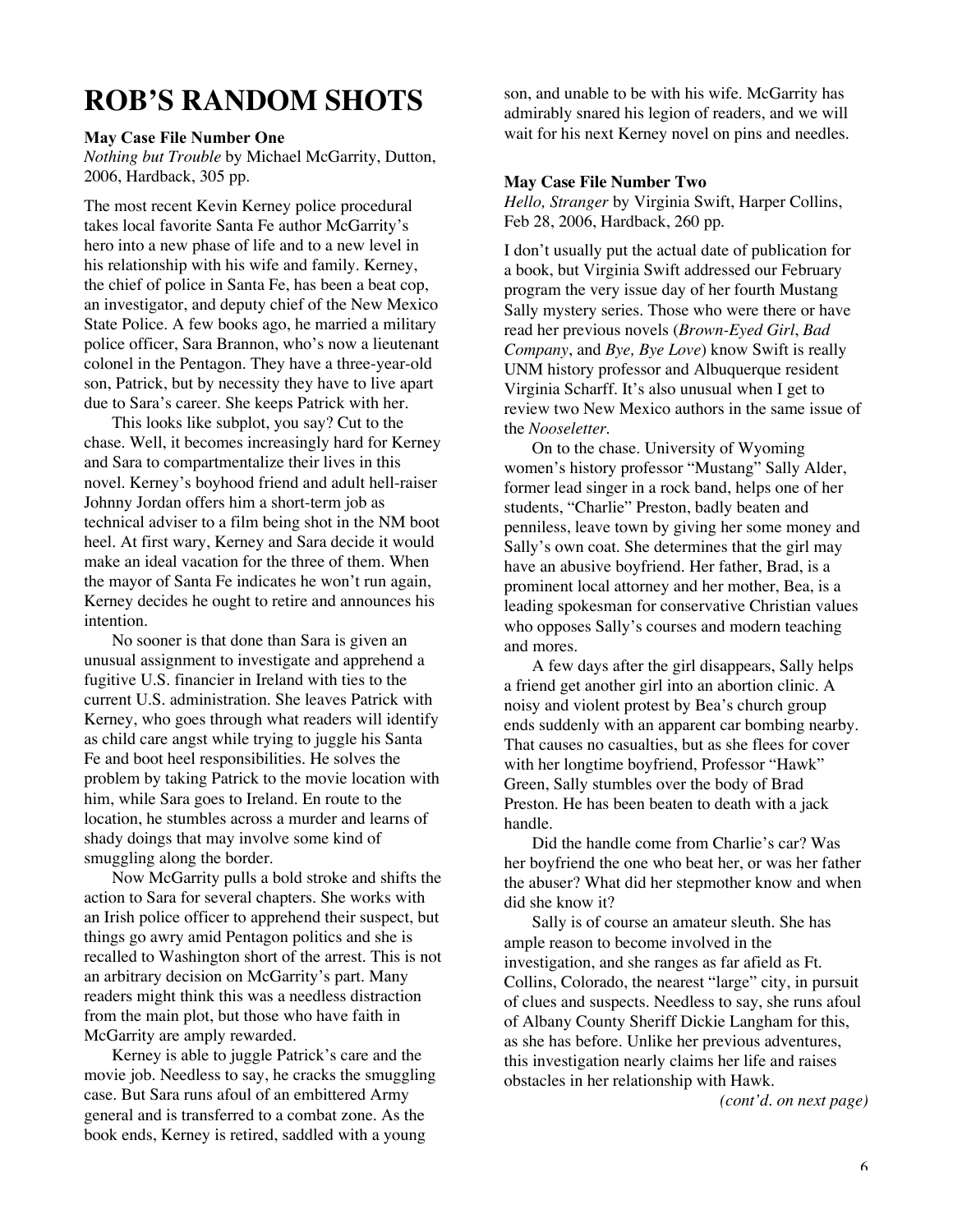# ROB'S RANDOM SHOTS

**May Case File Number One**

*Nothing but Trouble* by Michael McGarrity, Dutton, 2006, Hardback, 305 pp.

The most recent Kevin Kerney police procedural takes local favorite Santa Fe author McGarrity's hero into a new phase of life and to a new level in his relationship with his wife and family. Kerney, the chief of police in Santa Fe, has been a beat cop, an investigator, and deputy chief of the New Mexico State Police. A few books ago, he married a military police officer, Sara Brannon, who's now a lieutenant colonel in the Pentagon. They have a three-year-old son, Patrick, but by necessity they have to live apart due to Sara's career. She keeps Patrick with her.

This looks like subplot, you say? Cut to the chase. Well, it becomes increasingly hard for Kerney and Sara to compartmentalize their lives in this novel. Kerney's boyhood friend and adult hell-raiser Johnny Jordan offers him a short-term job as technical adviser to a film being shot in the NM boot heel. At first wary, Kerney and Sara decide it would make an ideal vacation for the three of them. When the mayor of Santa Fe indicates he won't run again, Kerney decides he ought to retire and announces his intention.

No sooner is that done than Sara is given an unusual assignment to investigate and apprehend a fugitive U.S. financier in Ireland with ties to the current U.S. administration. She leaves Patrick with Kerney, who goes through what readers will identify as child care angst while trying to juggle his Santa Fe and boot heel responsibilities. He solves the problem by taking Patrick to the movie location with him, while Sara goes to Ireland. En route to the location, he stumbles across a murder and learns of shady doings that may involve some kind of smuggling along the border.

Now McGarrity pulls a bold stroke and shifts the action to Sara for several chapters. She works with an Irish police officer to apprehend their suspect, but things go awry amid Pentagon politics and she is recalled to Washington short of the arrest. This is not an arbitrary decision on McGarrity's part. Many readers might think this was a needless distraction from the main plot, but those who have faith in McGarrity are amply rewarded.

Kerney is able to juggle Patrick's care and the movie job. Needless to say, he cracks the smuggling case. But Sara runs afoul of an embittered Army general and is transferred to a combat zone. As the book ends, Kerney is retired, saddled with a young son, and unable to be with his wife. McGarrity has admirably snared his legion of readers, and we will wait for his next Kerney novel on pins and needles.

**May Case File Number Two**

*Hello, Stranger* by Virginia Swift, Harper Collins, Feb 28, 2006, Hardback, 260 pp.

I don't usually put the actual date of publication for a book, but Virginia Swift addressed our February program the very issue day of her fourth Mustang Sally mystery series. Those who were there or have read her previous novels (*Brown-Eyed Girl*, *Bad Company*, and *Bye, Bye Love*) know Swift is really UNM history professor and Albuquerque resident Virginia Scharff. It's also unusual when I get to review two New Mexico authors in the same issue of the *Nooseletter*.

On to the chase. University of Wyoming women's history professor "Mustang" Sally Alder, former lead singer in a rock band, helps one of her students, "Charlie" Preston, badly beaten and penniless, leave town by giving her some money and Sally's own coat. She determines that the girl may have an abusive boyfriend. Her father, Brad, is a prominent local attorney and her mother, Bea, is a leading spokesman for conservative Christian values who opposes Sally's courses and modern teaching and mores.

A few days after the girl disappears, Sally helps a friend get another girl into an abortion clinic. A noisy and violent protest by Bea's church group ends suddenly with an apparent car bombing nearby. That causes no casualties, but as she flees for cover with her longtime boyfriend, Professor "Hawk" Green, Sally stumbles over the body of Brad Preston. He has been beaten to death with a jack handle.

Did the handle come from Charlie's car? Was her boyfriend the one who beat her, or was her father the abuser? What did her stepmother know and when did she know it?

Sally is of course an amateur sleuth. She has ample reason to become involved in the investigation, and she ranges as far afield as Ft. Collins, Colorado, the nearest "large" city, in pursuit of clues and suspects. Needless to say, she runs afoul of Albany County Sheriff Dickie Langham for this, as she has before. Unlike her previous adventures, this investigation nearly claims her life and raises obstacles in her relationship with Hawk.

*(cont'd. on next page)*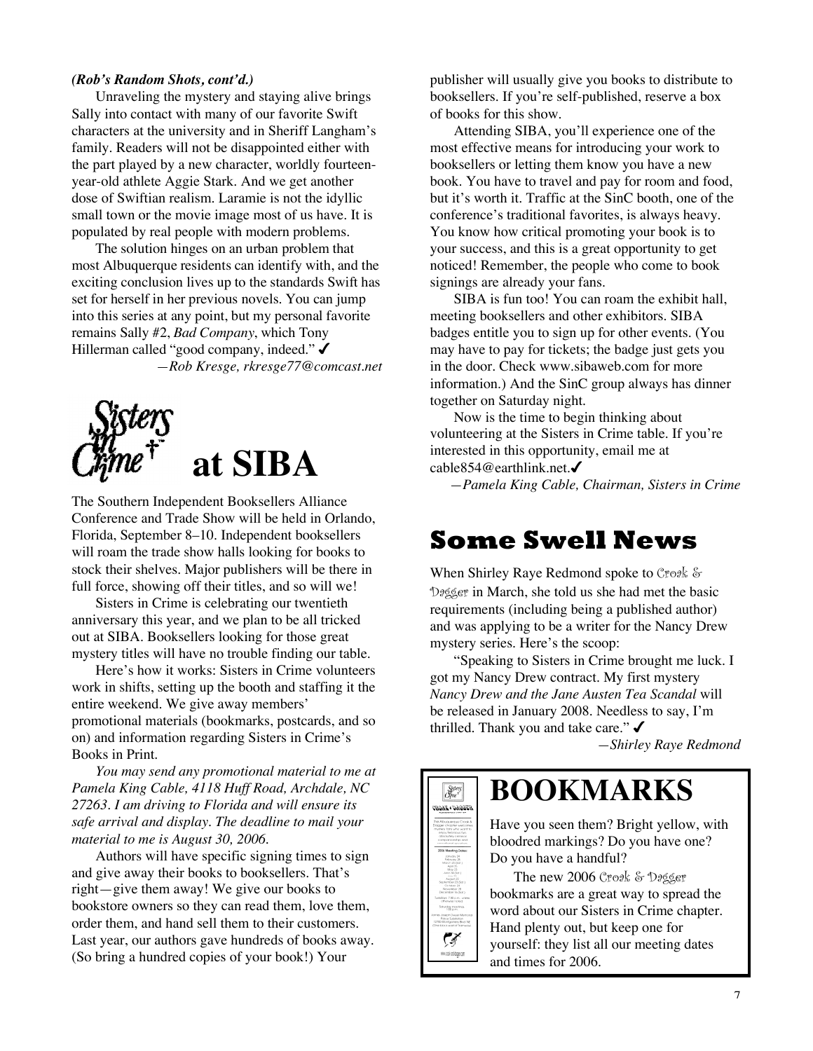*(Rob's Random Shots, cont'd.)*

Unraveling the mystery and staying alive brings Sally into contact with many of our favorite Swift characters at the university and in Sheriff Langham's family. Readers will not be disappointed either with the part played by a new character, worldly fourteen-year-old athlete Aggie Stark. And we get another dose of Swiftian realism. Laramie is not the idyllic small town or the movie image most of us have. It is populated by real people with modern problems.

The solution hinges on an urban problem that most Albuquerque residents can identify with, and the exciting conclusion lives up to the standards Swift has set for herself in her previous novels. You can jump into this series at any point, but my personal favorite remains Sally #2, *Bad Company*, which Tony Hillerman called "good company, indeed." ✔

—*Rob Kresge, rkresge77@comcast.net*

# Sisters in Crime at SIBA

The Southern Independent Booksellers Alliance Conference and Trade Show will be held in Orlando, Florida, September 8–10. Independent booksellers will roam the trade show halls looking for books to stock their shelves. Major publishers will be there in full force, showing off their titles, and so will we!

Sisters in Crime is celebrating our twentieth anniversary this year, and we plan to be all tricked out at SIBA. Booksellers looking for those great mystery titles will have no trouble finding our table.

Here's how it works: Sisters in Crime volunteers work in shifts, setting up the booth and staffing it the entire weekend. We give away members' promotional materials (bookmarks, postcards, and so on) and information regarding Sisters in Crime's Books in Print.

*You may send any promotional material to me at Pamela King Cable, 4118 Huff Road, Archdale, NC 27263. I am driving to Florida and will ensure its safe arrival and display. The deadline to mail your material to me is August 30, 2006.*

Authors will have specific signing times to sign and give away their books to booksellers. That's right—give them away! We give our books to bookstore owners so they can read them, love them, order them, and hand sell them to their customers. Last year, our authors gave hundreds of books away. (So bring a hundred copies of your book!) Your publisher will usually give you books to distribute to booksellers. If you're self-published, reserve a box of books for this show.

Attending SIBA, you'll experience one of the most effective means for introducing your work to booksellers or letting them know you have a new book. You have to travel and pay for room and food, but it's worth it. Traffic at the SinC booth, one of the conference's traditional favorites, is always heavy. You know how critical promoting your book is to your success, and this is a great opportunity to get noticed! Remember, the people who come to book signings are already your fans.

SIBA is fun too! You can roam the exhibit hall, meeting booksellers and other exhibitors. SIBA badges entitle you to sign up for other events. (You may have to pay for tickets; the badge just gets you in the door. Check www.sibaweb.com for more information.) And the SinC group always has dinner together on Saturday night.

Now is the time to begin thinking about volunteering at the Sisters in Crime table. If you're interested in this opportunity, email me at cable854@earthlink.net.✔

—*Pamela King Cable, Chairman, Sisters in Crime*

# Some Swell News

When Shirley Raye Redmond spoke to Croak & Dagger in March, she told us she had met the basic requirements (including being a published author) and was applying to be a writer for the Nancy Drew mystery series. Here's the scoop:

"Speaking to Sisters in Crime brought me luck. I got my Nancy Drew contract. My first mystery *Nancy Drew and the Jane Austen Tea Scandal* will be released in January 2008. Needless to say, I'm thrilled. Thank you and take care." ✔

—*Shirley Raye Redmond*

# BOOKMARKS

Have you seen them? Bright yellow, with bloodred markings? Do you have one? Do you have a handful?

The new 2006 Croak & Dagger bookmarks are a great way to spread the word about our Sisters in Crime chapter. Hand plenty out, but keep one for yourself: they list all our meeting dates and times for 2006.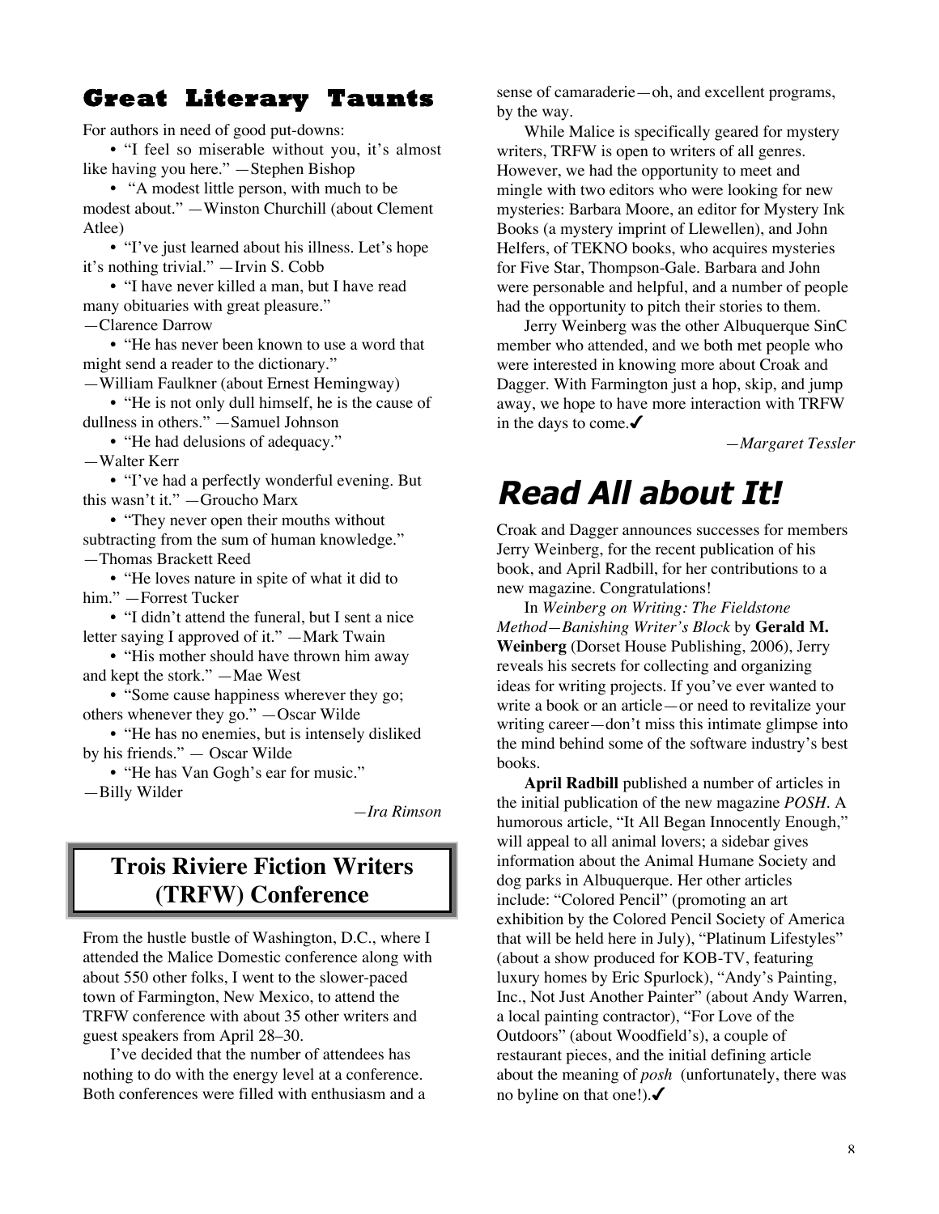## Great Literary Taunts

For authors in need of good put-downs:

- "I feel so miserable without you, it's almost like having you here." —Stephen Bishop
- "A modest little person, with much to be modest about." —Winston Churchill (about Clement Atlee)
- "I've just learned about his illness. Let's hope it's nothing trivial." —Irvin S. Cobb
- "I have never killed a man, but I have read many obituaries with great pleasure." —Clarence Darrow
- "He has never been known to use a word that might send a reader to the dictionary." —William Faulkner (about Ernest Hemingway)
- "He is not only dull himself, he is the cause of dullness in others." —Samuel Johnson
- "He had delusions of adequacy." —Walter Kerr
- "I've had a perfectly wonderful evening. But this wasn't it." —Groucho Marx
- "They never open their mouths without subtracting from the sum of human knowledge." —Thomas Brackett Reed
- "He loves nature in spite of what it did to him." —Forrest Tucker
- "I didn't attend the funeral, but I sent a nice letter saying I approved of it." —Mark Twain
- "His mother should have thrown him away and kept the stork." —Mae West
- "Some cause happiness wherever they go; others whenever they go." —Oscar Wilde
- "He has no enemies, but is intensely disliked by his friends." — Oscar Wilde
- "He has Van Gogh's ear for music." —Billy Wilder

*—Ira Rimson*

## Trois Riviere Fiction Writers (TRFW) Conference

From the hustle bustle of Washington, D.C., where I attended the Malice Domestic conference along with about 550 other folks, I went to the slower-paced town of Farmington, New Mexico, to attend the TRFW conference with about 35 other writers and guest speakers from April 28–30.

I've decided that the number of attendees has nothing to do with the energy level at a conference. Both conferences were filled with enthusiasm and a sense of camaraderie—oh, and excellent programs, by the way.

While Malice is specifically geared for mystery writers, TRFW is open to writers of all genres. However, we had the opportunity to meet and mingle with two editors who were looking for new mysteries: Barbara Moore, an editor for Mystery Ink Books (a mystery imprint of Llewellen), and John Helfers, of TEKNO books, who acquires mysteries for Five Star, Thompson-Gale. Barbara and John were personable and helpful, and a number of people had the opportunity to pitch their stories to them.

Jerry Weinberg was the other Albuquerque SinC member who attended, and we both met people who were interested in knowing more about Croak and Dagger. With Farmington just a hop, skip, and jump away, we hope to have more interaction with TRFW in the days to come.✔

*—Margaret Tessler*

# Read All about It!

Croak and Dagger announces successes for members Jerry Weinberg, for the recent publication of his book, and April Radbill, for her contributions to a new magazine. Congratulations!

In *Weinberg on Writing: The Fieldstone Method—Banishing Writer's Block* by **Gerald M. Weinberg** (Dorset House Publishing, 2006), Jerry reveals his secrets for collecting and organizing ideas for writing projects. If you've ever wanted to write a book or an article—or need to revitalize your writing career—don't miss this intimate glimpse into the mind behind some of the software industry's best books.

**April Radbill** published a number of articles in the initial publication of the new magazine *POSH*. A humorous article, "It All Began Innocently Enough," will appeal to all animal lovers; a sidebar gives information about the Animal Humane Society and dog parks in Albuquerque. Her other articles include: "Colored Pencil" (promoting an art exhibition by the Colored Pencil Society of America that will be held here in July), "Platinum Lifestyles" (about a show produced for KOB-TV, featuring luxury homes by Eric Spurlock), "Andy's Painting, Inc., Not Just Another Painter" (about Andy Warren, a local painting contractor), "For Love of the Outdoors" (about Woodfield's), a couple of restaurant pieces, and the initial defining article about the meaning of *posh* (unfortunately, there was no byline on that one!).✔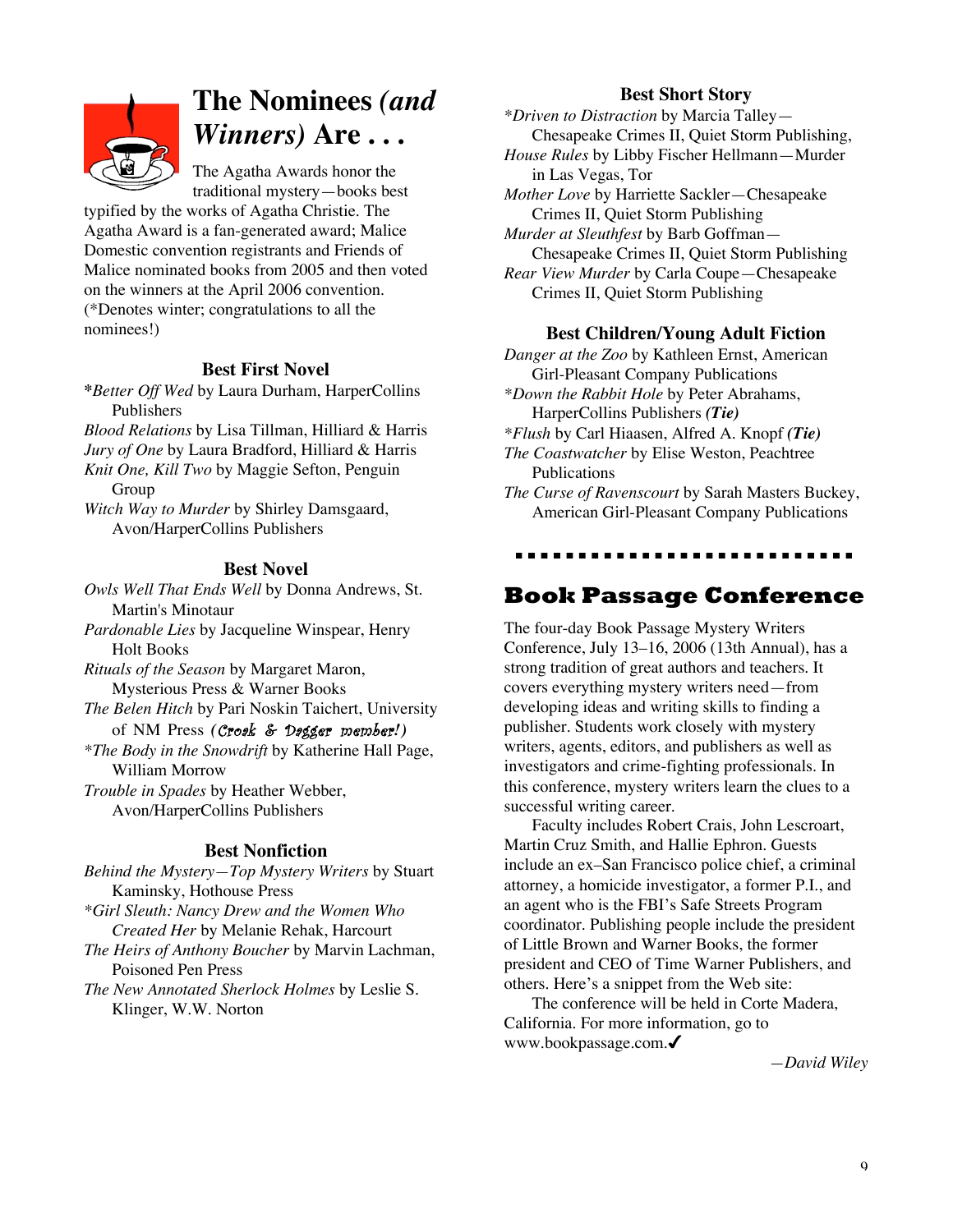# The Nominees *(and Winners)* Are . . .

The Agatha Awards honor the traditional mystery—books best typified by the works of Agatha Christie. The Agatha Award is a fan-generated award; Malice Domestic convention registrants and Friends of Malice nominated books from 2005 and then voted on the winners at the April 2006 convention. (*Denotes winter; congratulations to all the nominees!)

### Best First Novel

*\*Better Off Wed* by Laura Durham, HarperCollins Publishers
*Blood Relations* by Lisa Tillman, Hilliard & Harris
*Jury of One* by Laura Bradford, Hilliard & Harris
*Knit One, Kill Two* by Maggie Sefton, Penguin Group
*Witch Way to Murder* by Shirley Damsgaard, Avon/HarperCollins Publishers

### Best Novel

*Owls Well That Ends Well* by Donna Andrews, St. Martin's Minotaur
*Pardonable Lies* by Jacqueline Winspear, Henry Holt Books
*Rituals of the Season* by Margaret Maron, Mysterious Press & Warner Books
*The Belen Hitch* by Pari Noskin Taichert, University of NM Press ***(Croak & Dagger member!)***
*\*The Body in the Snowdrift* by Katherine Hall Page, William Morrow
*Trouble in Spades* by Heather Webber, Avon/HarperCollins Publishers

### Best Nonfiction

*Behind the Mystery—Top Mystery Writers* by Stuart Kaminsky, Hothouse Press
*\*Girl Sleuth: Nancy Drew and the Women Who Created Her* by Melanie Rehak, Harcourt
*The Heirs of Anthony Boucher* by Marvin Lachman, Poisoned Pen Press
*The New Annotated Sherlock Holmes* by Leslie S. Klinger, W.W. Norton

### Best Short Story

*\*Driven to Distraction* by Marcia Talley—Chesapeake Crimes II, Quiet Storm Publishing,
*House Rules* by Libby Fischer Hellmann—Murder in Las Vegas, Tor
*Mother Love* by Harriette Sackler—Chesapeake Crimes II, Quiet Storm Publishing
*Murder at Sleuthfest* by Barb Goffman—Chesapeake Crimes II, Quiet Storm Publishing
*Rear View Murder* by Carla Coupe—Chesapeake Crimes II, Quiet Storm Publishing

### Best Children/Young Adult Fiction

*Danger at the Zoo* by Kathleen Ernst, American Girl-Pleasant Company Publications
*\*Down the Rabbit Hole* by Peter Abrahams, HarperCollins Publishers ***(Tie)***
*\*Flush* by Carl Hiaasen, Alfred A. Knopf ***(Tie)***
*The Coastwatcher* by Elise Weston, Peachtree Publications
*The Curse of Ravenscourt* by Sarah Masters Buckey, American Girl-Pleasant Company Publications

# Book Passage Conference

The four-day Book Passage Mystery Writers Conference, July 13–16, 2006 (13th Annual), has a strong tradition of great authors and teachers. It covers everything mystery writers need—from developing ideas and writing skills to finding a publisher. Students work closely with mystery writers, agents, editors, and publishers as well as investigators and crime-fighting professionals. In this conference, mystery writers learn the clues to a successful writing career.

Faculty includes Robert Crais, John Lescroart, Martin Cruz Smith, and Hallie Ephron. Guests include an ex–San Francisco police chief, a criminal attorney, a homicide investigator, a former P.I., and an agent who is the FBI's Safe Streets Program coordinator. Publishing people include the president of Little Brown and Warner Books, the former president and CEO of Time Warner Publishers, and others. Here's a snippet from the Web site:

The conference will be held in Corte Madera, California. For more information, go to www.bookpassage.com.✓

*—David Wiley*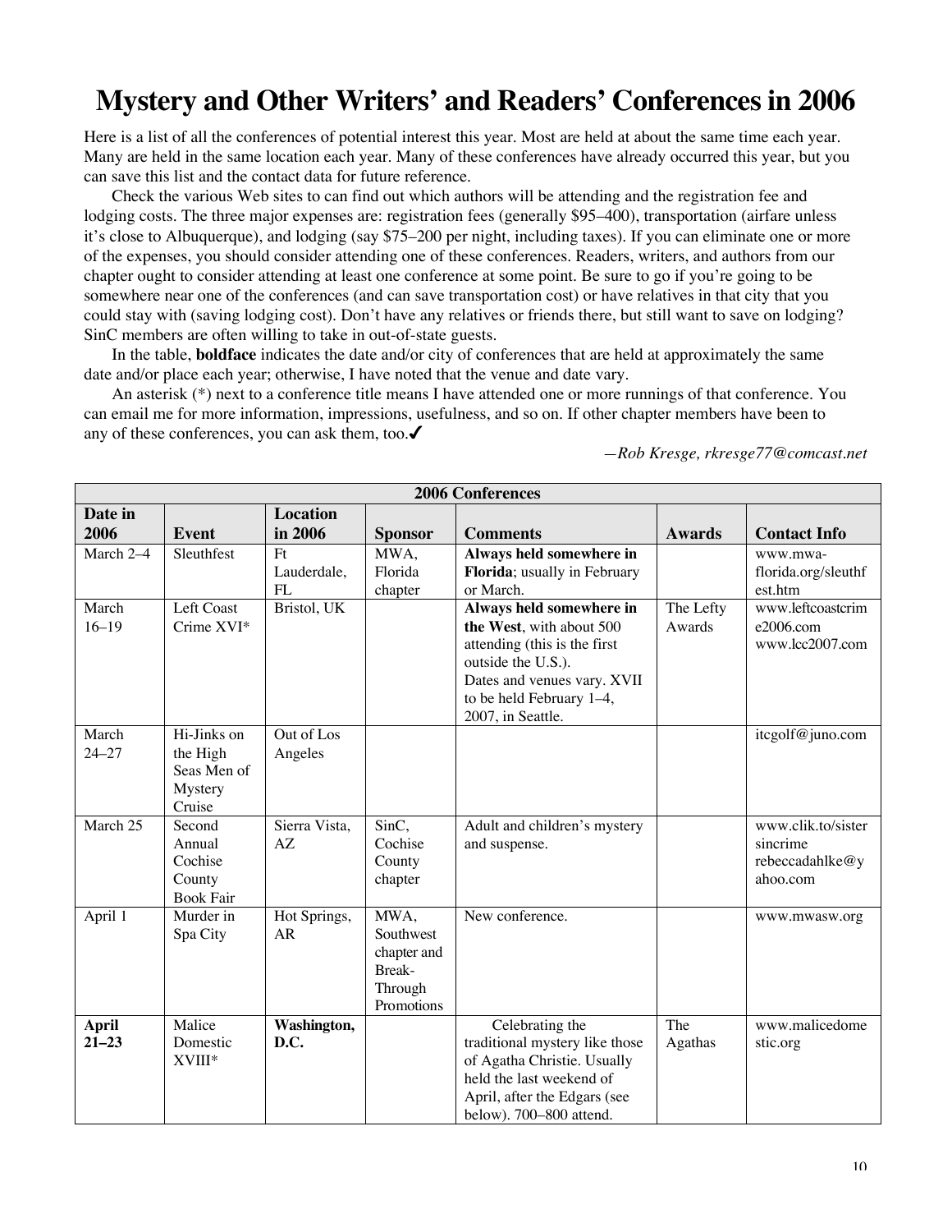# Mystery and Other Writers' and Readers' Conferences in 2006

Here is a list of all the conferences of potential interest this year. Most are held at about the same time each year. Many are held in the same location each year. Many of these conferences have already occurred this year, but you can save this list and the contact data for future reference.

Check the various Web sites to can find out which authors will be attending and the registration fee and lodging costs. The three major expenses are: registration fees (generally $95–400), transportation (airfare unless it's close to Albuquerque), and lodging (say $75–200 per night, including taxes). If you can eliminate one or more of the expenses, you should consider attending one of these conferences. Readers, writers, and authors from our chapter ought to consider attending at least one conference at some point. Be sure to go if you're going to be somewhere near one of the conferences (and can save transportation cost) or have relatives in that city that you could stay with (saving lodging cost). Don't have any relatives or friends there, but still want to save on lodging? SinC members are often willing to take in out-of-state guests.

In the table, **boldface** indicates the date and/or city of conferences that are held at approximately the same date and/or place each year; otherwise, I have noted that the venue and date vary.

An asterisk (*) next to a conference title means I have attended one or more runnings of that conference. You can email me for more information, impressions, usefulness, and so on. If other chapter members have been to any of these conferences, you can ask them, too.✔

*—Rob Kresge, rkresge77@comcast.net*

| 2006 Conferences | | | | | | |
|---|---|---|---|---|---|---|
| **Date in 2006** | **Event** | **Location in 2006** | **Sponsor** | **Comments** | **Awards** | **Contact Info** |
| March 2–4 | Sleuthfest | Ft Lauderdale, FL | MWA, Florida chapter | **Always held somewhere in Florida**; usually in February or March. | | www.mwa-florida.org/sleuthfest.htm |
| March 16–19 | Left Coast Crime XVI* | Bristol, UK | | **Always held somewhere in the West**, with about 500 attending (this is the first outside the U.S.). Dates and venues vary. XVII to be held February 1–4, 2007, in Seattle. | The Lefty Awards | www.leftcoastcrime2006.com www.lcc2007.com |
| March 24–27 | Hi-Jinks on the High Seas Men of Mystery Cruise | Out of Los Angeles | | | | itcgolf@juno.com |
| March 25 | Second Annual Cochise County Book Fair | Sierra Vista, AZ | SinC, Cochise County chapter | Adult and children's mystery and suspense. | | www.clik.to/sistersincrime rebeccadahlke@yahoo.com |
| April 1 | Murder in Spa City | Hot Springs, AR | MWA, Southwest chapter and Break-Through Promotions | New conference. | | www.mwasw.org |
| **April 21–23** | Malice Domestic XVIII* | **Washington, D.C.** | | Celebrating the traditional mystery like those of Agatha Christie. Usually held the last weekend of April, after the Edgars (see below). 700–800 attend. | The Agathas | www.malicedomestic.org |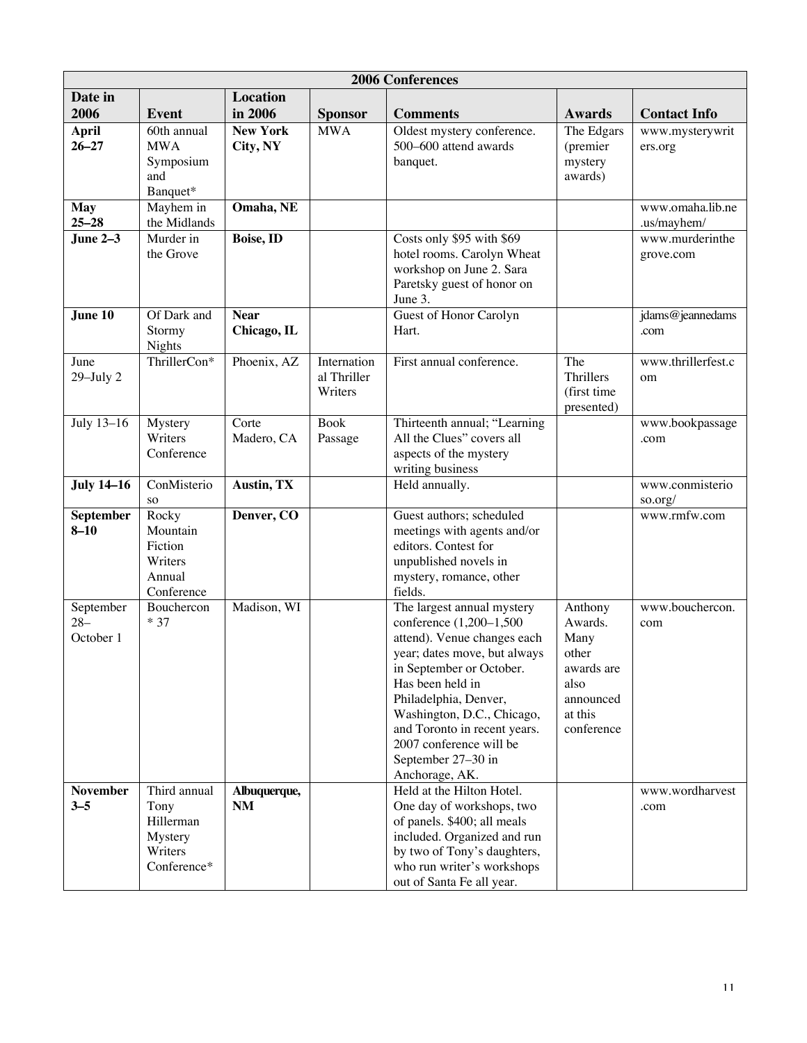| 2006 Conferences | | | | | | |
|---|---|---|---|---|---|---|
| **Date in 2006** | **Event** | **Location in 2006** | **Sponsor** | **Comments** | **Awards** | **Contact Info** |
| **April 26–27** | 60th annual MWA Symposium and Banquet* | **New York City, NY** | MWA | Oldest mystery conference. 500–600 attend awards banquet. | The Edgars (premier mystery awards) | www.mysterywriters.org |
| **May 25–28** | Mayhem in the Midlands | **Omaha, NE** | | | | www.omaha.lib.ne.us/mayhem/ |
| **June 2–3** | Murder in the Grove | **Boise, ID** | | Costs only $95 with $69 hotel rooms. Carolyn Wheat workshop on June 2. Sara Paretsky guest of honor on June 3. | | www.murderinthegrove.com |
| **June 10** | Of Dark and Stormy Nights | **Near Chicago, IL** | | Guest of Honor Carolyn Hart. | | jdams@jeannedams.com |
| June 29–July 2 | ThrillerCon* | Phoenix, AZ | International Thriller Writers | First annual conference. | The Thrillers (first time presented) | www.thrillerfest.com |
| July 13–16 | Mystery Writers Conference | Corte Madero, CA | Book Passage | Thirteenth annual; "Learning All the Clues" covers all aspects of the mystery writing business | | www.bookpassage.com |
| **July 14–16** | ConMisterioso | **Austin, TX** | | Held annually. | | www.conmisterioso.org/ |
| **September 8–10** | Rocky Mountain Fiction Writers Annual Conference | **Denver, CO** | | Guest authors; scheduled meetings with agents and/or editors. Contest for unpublished novels in mystery, romance, other fields. | | www.rmfw.com |
| September 28–October 1 | Bouchercon * 37 | Madison, WI | | The largest annual mystery conference (1,200–1,500 attend). Venue changes each year; dates move, but always in September or October. Has been held in Philadelphia, Denver, Washington, D.C., Chicago, and Toronto in recent years. 2007 conference will be September 27–30 in Anchorage, AK. | Anthony Awards. Many other awards are also announced at this conference | www.bouchercon.com |
| **November 3–5** | Third annual Tony Hillerman Mystery Writers Conference* | **Albuquerque, NM** | | Held at the Hilton Hotel. One day of workshops, two of panels. $400; all meals included. Organized and run by two of Tony's daughters, who run writer's workshops out of Santa Fe all year. | | www.wordharvest.com |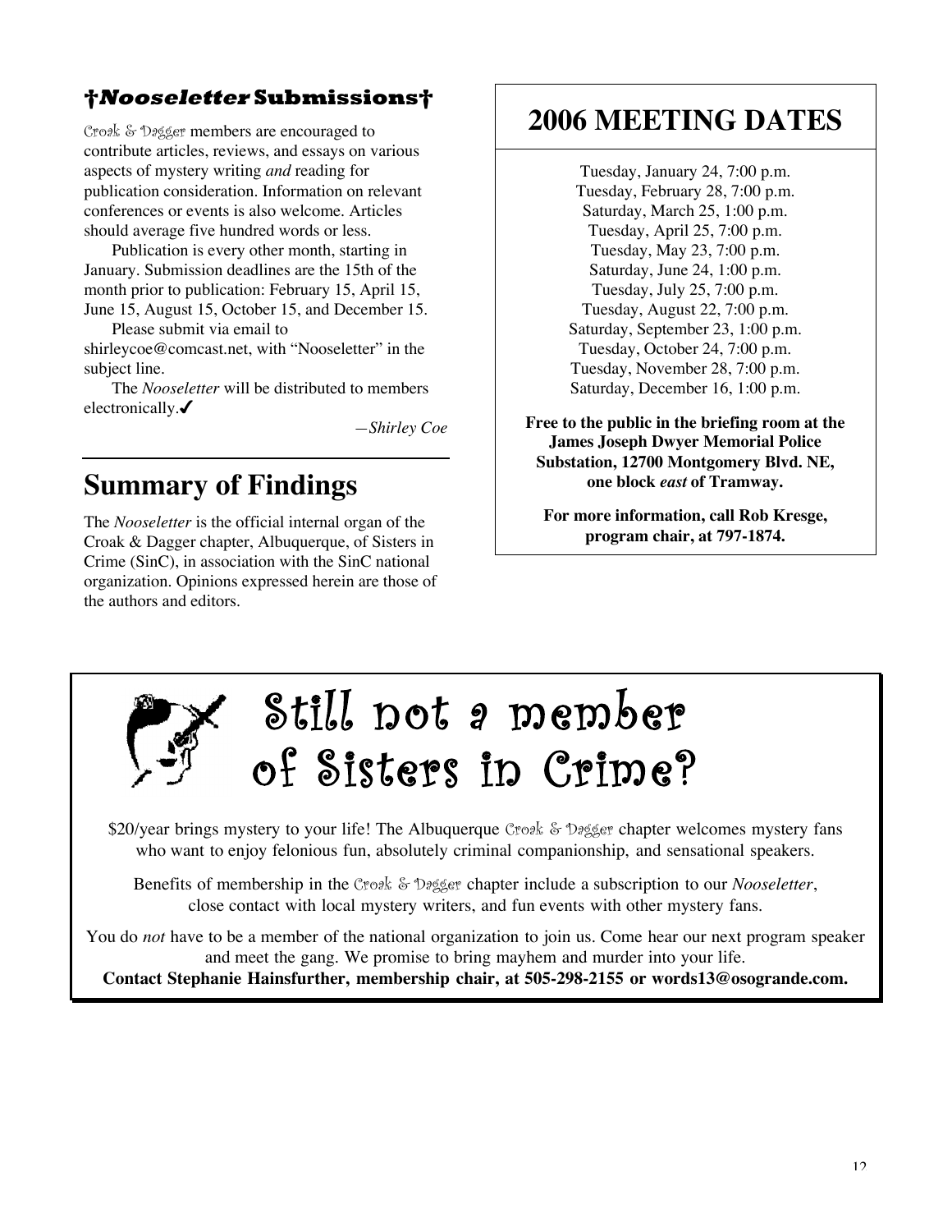## †*Nooseletter* Submissions†

Croak & Dagger members are encouraged to contribute articles, reviews, and essays on various aspects of mystery writing *and* reading for publication consideration. Information on relevant conferences or events is also welcome. Articles should average five hundred words or less.

Publication is every other month, starting in January. Submission deadlines are the 15th of the month prior to publication: February 15, April 15, June 15, August 15, October 15, and December 15.

Please submit via email to shirleycoe@comcast.net, with "Nooseletter" in the subject line.

The *Nooseletter* will be distributed to members electronically.✔

*—Shirley Coe*

# Summary of Findings

The *Nooseletter* is the official internal organ of the Croak & Dagger chapter, Albuquerque, of Sisters in Crime (SinC), in association with the SinC national organization. Opinions expressed herein are those of the authors and editors.

# 2006 MEETING DATES

Tuesday, January 24, 7:00 p.m.
Tuesday, February 28, 7:00 p.m.
Saturday, March 25, 1:00 p.m.
Tuesday, April 25, 7:00 p.m.
Tuesday, May 23, 7:00 p.m.
Saturday, June 24, 1:00 p.m.
Tuesday, July 25, 7:00 p.m.
Tuesday, August 22, 7:00 p.m.
Saturday, September 23, 1:00 p.m.
Tuesday, October 24, 7:00 p.m.
Tuesday, November 28, 7:00 p.m.
Saturday, December 16, 1:00 p.m.

**Free to the public in the briefing room at the James Joseph Dwyer Memorial Police Substation, 12700 Montgomery Blvd. NE, one block *east* of Tramway.**

**For more information, call Rob Kresge, program chair, at 797-1874.**

# Still not a member of Sisters in Crime?

$20/year brings mystery to your life! The Albuquerque Croak & Dagger chapter welcomes mystery fans who want to enjoy felonious fun, absolutely criminal companionship, and sensational speakers.

Benefits of membership in the Croak & Dagger chapter include a subscription to our *Nooseletter*, close contact with local mystery writers, and fun events with other mystery fans.

You do *not* have to be a member of the national organization to join us. Come hear our next program speaker and meet the gang. We promise to bring mayhem and murder into your life.

**Contact Stephanie Hainsfurther, membership chair, at 505-298-2155 or words13@osogrande.com.**